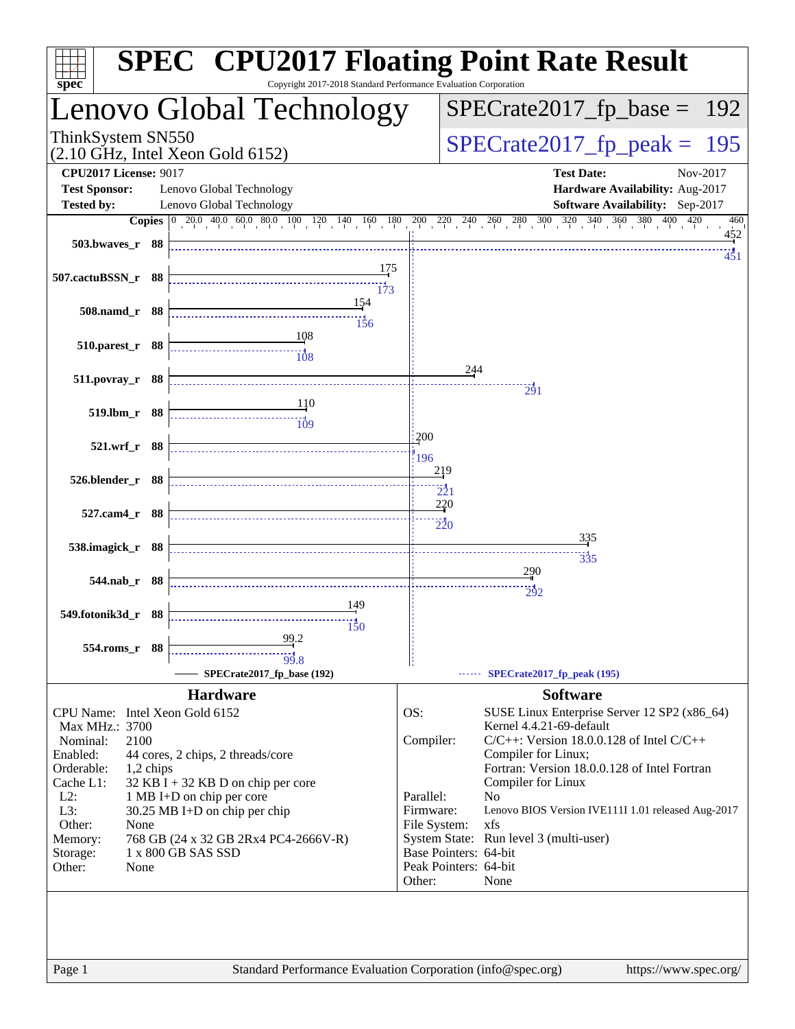# SPEC CPU2017 Floating Point Rate Result

Copyright 2017-2018 Standard Performance Evaluation Corporation

## Lenovo Global Technology

ThinkSystem SN550 (2.10 GHz, Intel Xeon Gold 6152)

SPECrate2017_fp_base = 192

SPECrate2017_fp_peak = 195

**CPU2017 License:** 9017
**Test Sponsor:** Lenovo Global Technology
**Tested by:** Lenovo Global Technology
**Test Date:** Nov-2017
**Hardware Availability:** Aug-2017
**Software Availability:** Sep-2017

| Benchmark | Copies | SPECrate2017_fp_base (192) | SPECrate2017_fp_peak (195) |
|---|---|---|---|
| 503.bwaves_r | 88 | 452 | 451 |
| 507.cactuBSSN_r | 88 | 175 | 173 |
| 508.namd_r | 88 | 154 | 156 |
| 510.parest_r | 88 | 108 | 108 |
| 511.povray_r | 88 | 244 | 291 |
| 519.lbm_r | 88 | 110 | 109 |
| 521.wrf_r | 88 | 200 | 196 |
| 526.blender_r | 88 | 219 | 221 |
| 527.cam4_r | 88 | 220 | 220 |
| 538.imagick_r | 88 | 335 | 335 |
| 544.nab_r | 88 | 290 | 292 |
| 549.fotonik3d_r | 88 | 149 | 150 |
| 554.roms_r | 88 | 99.2 | 99.8 |

### Hardware

| | |
|---|---|
| CPU Name: | Intel Xeon Gold 6152 |
| Max MHz.: | 3700 |
| Nominal: | 2100 |
| Enabled: | 44 cores, 2 chips, 2 threads/core |
| Orderable: | 1,2 chips |
| Cache L1: | 32 KB I + 32 KB D on chip per core |
| L2: | 1 MB I+D on chip per core |
| L3: | 30.25 MB I+D on chip per chip |
| Other: | None |
| Memory: | 768 GB (24 x 32 GB 2Rx4 PC4-2666V-R) |
| Storage: | 1 x 800 GB SAS SSD |
| Other: | None |

### Software

| | |
|---|---|
| OS: | SUSE Linux Enterprise Server 12 SP2 (x86_64) Kernel 4.4.21-69-default |
| Compiler: | C/C++: Version 18.0.0.128 of Intel C/C++ Compiler for Linux; Fortran: Version 18.0.0.128 of Intel Fortran Compiler for Linux |
| Parallel: | No |
| Firmware: | Lenovo BIOS Version IVE111I 1.01 released Aug-2017 |
| File System: | xfs |
| System State: | Run level 3 (multi-user) |
| Base Pointers: | 64-bit |
| Peak Pointers: | 64-bit |
| Other: | None |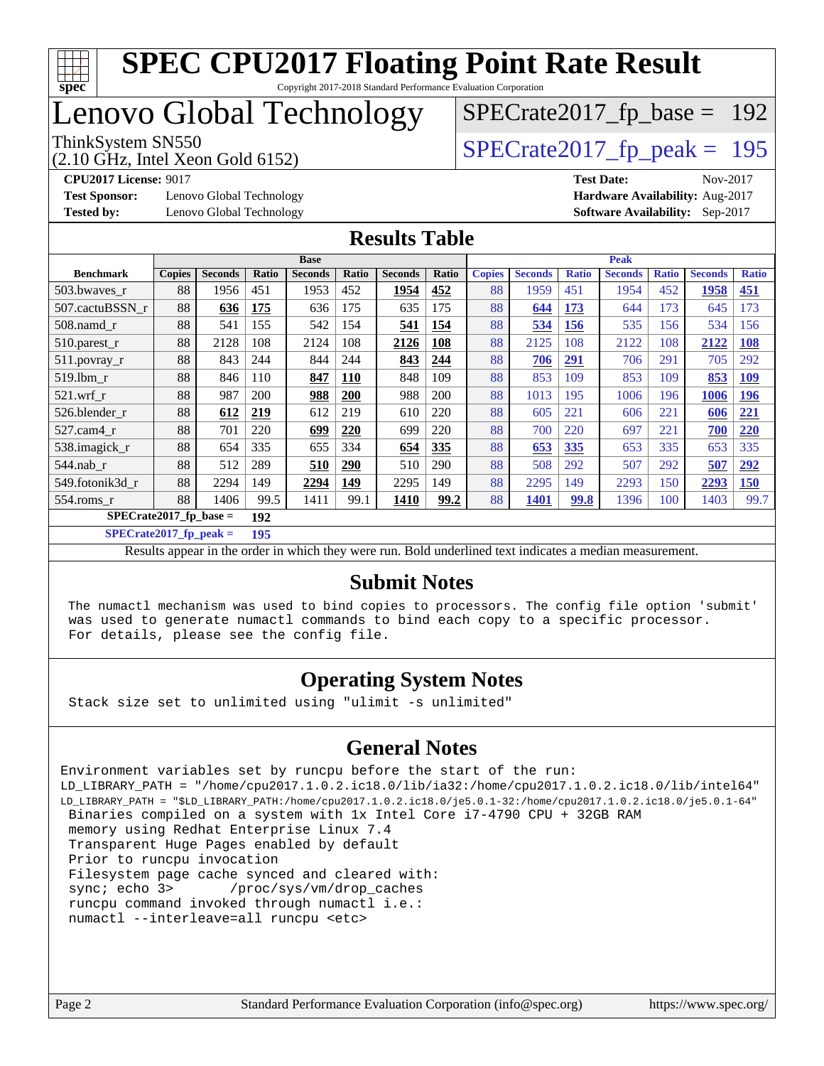# SPEC CPU2017 Floating Point Rate Result

Copyright 2017-2018 Standard Performance Evaluation Corporation

# Lenovo Global Technology

ThinkSystem SN550
(2.10 GHz, Intel Xeon Gold 6152)

SPECrate2017_fp_base = 192

SPECrate2017_fp_peak = 195

**CPU2017 License:** 9017
**Test Sponsor:** Lenovo Global Technology
**Tested by:** Lenovo Global Technology

**Test Date:** Nov-2017
**Hardware Availability:** Aug-2017
**Software Availability:** Sep-2017

## Results Table

| Benchmark | Base | | | | | | | Peak | | | | | | |
|---|---|---|---|---|---|---|---|---|---|---|---|---|---|---|
| | Copies | Seconds | Ratio | Seconds | Ratio | Seconds | Ratio | Copies | Seconds | Ratio | Seconds | Ratio | Seconds | Ratio |
| 503.bwaves_r | 88 | 1956 | 451 | 1953 | 452 | **1954** | **452** | 88 | 1959 | 451 | 1954 | 452 | **1958** | **451** |
| 507.cactuBSSN_r | 88 | **636** | **175** | 636 | 175 | 635 | 175 | 88 | **644** | **173** | 644 | 173 | 645 | 173 |
| 508.namd_r | 88 | 541 | 155 | 542 | 154 | **541** | **154** | 88 | **534** | **156** | 535 | 156 | 534 | 156 |
| 510.parest_r | 88 | 2128 | 108 | 2124 | 108 | **2126** | **108** | 88 | 2125 | 108 | 2122 | 108 | **2122** | **108** |
| 511.povray_r | 88 | 843 | 244 | 844 | 244 | **843** | **244** | 88 | **706** | **291** | 706 | 291 | 705 | 292 |
| 519.lbm_r | 88 | 846 | 110 | **847** | **110** | 848 | 109 | 88 | 853 | 109 | 853 | 109 | **853** | **109** |
| 521.wrf_r | 88 | 987 | 200 | **988** | **200** | 988 | 200 | 88 | 1013 | 195 | 1006 | 196 | **1006** | **196** |
| 526.blender_r | 88 | **612** | **219** | 612 | 219 | 610 | 220 | 88 | 605 | 221 | 606 | 221 | **606** | **221** |
| 527.cam4_r | 88 | 701 | 220 | **699** | **220** | 699 | 220 | 88 | 700 | 220 | 697 | 221 | **700** | **220** |
| 538.imagick_r | 88 | 654 | 335 | 655 | 334 | **654** | **335** | 88 | **653** | **335** | 653 | 335 | 653 | 335 |
| 544.nab_r | 88 | 512 | 289 | **510** | **290** | 510 | 290 | 88 | 508 | 292 | 507 | 292 | **507** | **292** |
| 549.fotonik3d_r | 88 | 2294 | 149 | **2294** | **149** | 2295 | 149 | 88 | 2295 | 149 | 2293 | 150 | **2293** | **150** |
| 554.roms_r | 88 | 1406 | 99.5 | 1411 | 99.1 | **1410** | **99.2** | 88 | **1401** | **99.8** | 1396 | 100 | 1403 | 99.7 |

**SPECrate2017_fp_base = 192**

**SPECrate2017_fp_peak = 195**

Results appear in the order in which they were run. Bold underlined text indicates a median measurement.

## Submit Notes

```
The numactl mechanism was used to bind copies to processors. The config file option 'submit'
was used to generate numactl commands to bind each copy to a specific processor.
For details, please see the config file.
```

## Operating System Notes

```
Stack size set to unlimited using "ulimit -s unlimited"
```

## General Notes

```
Environment variables set by runcpu before the start of the run:
LD_LIBRARY_PATH = "/home/cpu2017.1.0.2.ic18.0/lib/ia32:/home/cpu2017.1.0.2.ic18.0/lib/intel64"
LD_LIBRARY_PATH = "$LD_LIBRARY_PATH:/home/cpu2017.1.0.2.ic18.0/je5.0.1-32:/home/cpu2017.1.0.2.ic18.0/je5.0.1-64"
 Binaries compiled on a system with 1x Intel Core i7-4790 CPU + 32GB RAM
 memory using Redhat Enterprise Linux 7.4
 Transparent Huge Pages enabled by default
 Prior to runcpu invocation
 Filesystem page cache synced and cleared with:
 sync; echo 3>       /proc/sys/vm/drop_caches
 runcpu command invoked through numactl i.e.:
 numactl --interleave=all runcpu <etc>
```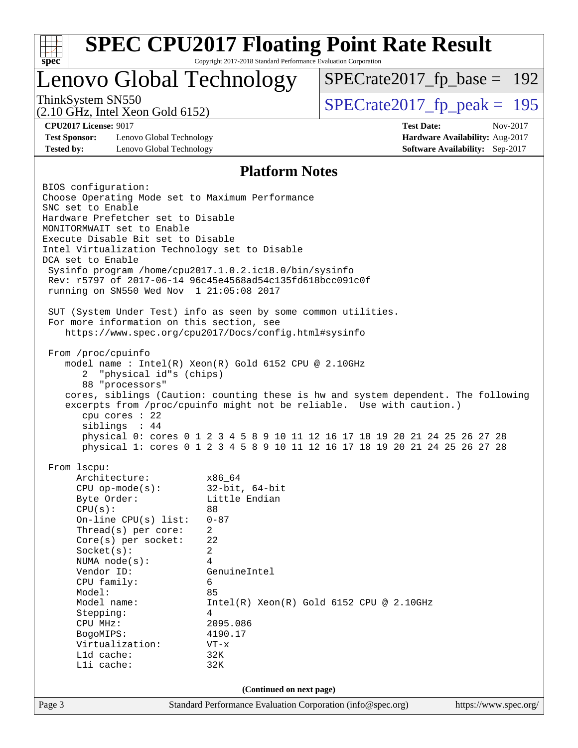# SPEC CPU2017 Floating Point Rate Result

Copyright 2017-2018 Standard Performance Evaluation Corporation

## Lenovo Global Technology

ThinkSystem SN550
(2.10 GHz, Intel Xeon Gold 6152)

SPECrate2017_fp_base = 192

SPECrate2017_fp_peak = 195

**CPU2017 License:** 9017
**Test Sponsor:** Lenovo Global Technology
**Tested by:** Lenovo Global Technology

**Test Date:** Nov-2017
**Hardware Availability:** Aug-2017
**Software Availability:** Sep-2017

### Platform Notes

```
BIOS configuration:
Choose Operating Mode set to Maximum Performance
SNC set to Enable
Hardware Prefetcher set to Disable
MONITORMWAIT set to Enable
Execute Disable Bit set to Disable
Intel Virtualization Technology set to Disable
DCA set to Enable
 Sysinfo program /home/cpu2017.1.0.2.ic18.0/bin/sysinfo
 Rev: r5797 of 2017-06-14 96c45e4568ad54c135fd618bcc091c0f
 running on SN550 Wed Nov  1 21:05:08 2017

 SUT (System Under Test) info as seen by some common utilities.
 For more information on this section, see
    https://www.spec.org/cpu2017/Docs/config.html#sysinfo

 From /proc/cpuinfo
    model name : Intel(R) Xeon(R) Gold 6152 CPU @ 2.10GHz
       2  "physical id"s (chips)
       88 "processors"
    cores, siblings (Caution: counting these is hw and system dependent. The following
    excerpts from /proc/cpuinfo might not be reliable.  Use with caution.)
       cpu cores : 22
       siblings  : 44
       physical 0: cores 0 1 2 3 4 5 8 9 10 11 12 16 17 18 19 20 21 24 25 26 27 28
       physical 1: cores 0 1 2 3 4 5 8 9 10 11 12 16 17 18 19 20 21 24 25 26 27 28

 From lscpu:
      Architecture:          x86_64
      CPU op-mode(s):        32-bit, 64-bit
      Byte Order:            Little Endian
      CPU(s):                88
      On-line CPU(s) list:   0-87
      Thread(s) per core:    2
      Core(s) per socket:    22
      Socket(s):             2
      NUMA node(s):          4
      Vendor ID:             GenuineIntel
      CPU family:            6
      Model:                 85
      Model name:            Intel(R) Xeon(R) Gold 6152 CPU @ 2.10GHz
      Stepping:              4
      CPU MHz:               2095.086
      BogoMIPS:              4190.17
      Virtualization:        VT-x
      L1d cache:             32K
      L1i cache:             32K
```

(Continued on next page)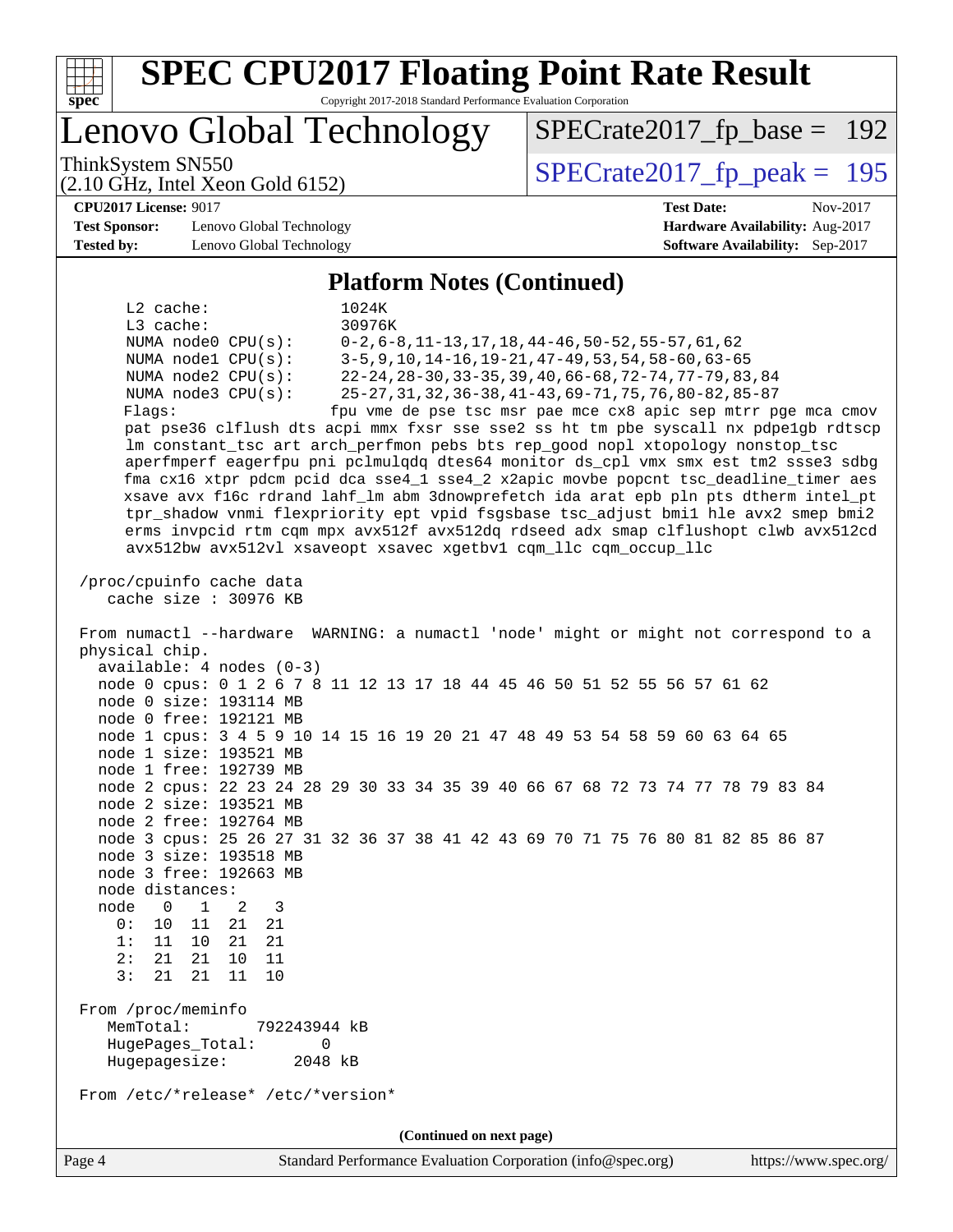# SPEC CPU2017 Floating Point Rate Result

Copyright 2017-2018 Standard Performance Evaluation Corporation

## Lenovo Global Technology

ThinkSystem SN550
(2.10 GHz, Intel Xeon Gold 6152)

SPECrate2017_fp_base = 192

SPECrate2017_fp_peak = 195

**CPU2017 License:** 9017
**Test Sponsor:** Lenovo Global Technology
**Tested by:** Lenovo Global Technology

**Test Date:** Nov-2017
**Hardware Availability:** Aug-2017
**Software Availability:** Sep-2017

### Platform Notes (Continued)

```
     L2 cache:              1024K
     L3 cache:              30976K
     NUMA node0 CPU(s):     0-2,6-8,11-13,17,18,44-46,50-52,55-57,61,62
     NUMA node1 CPU(s):     3-5,9,10,14-16,19-21,47-49,53,54,58-60,63-65
     NUMA node2 CPU(s):     22-24,28-30,33-35,39,40,66-68,72-74,77-79,83,84
     NUMA node3 CPU(s):     25-27,31,32,36-38,41-43,69-71,75,76,80-82,85-87
     Flags:                 fpu vme de pse tsc msr pae mce cx8 apic sep mtrr pge mca cmov
     pat pse36 clflush dts acpi mmx fxsr sse sse2 ss ht tm pbe syscall nx pdpe1gb rdtscp
     lm constant_tsc art arch_perfmon pebs bts rep_good nopl xtopology nonstop_tsc
     aperfmperf eagerfpu pni pclmulqdq dtes64 monitor ds_cpl vmx smx est tm2 ssse3 sdbg
     fma cx16 xtpr pdcm pcid dca sse4_1 sse4_2 x2apic movbe popcnt tsc_deadline_timer aes
     xsave avx f16c rdrand lahf_lm abm 3dnowprefetch ida arat epb pln pts dtherm intel_pt
     tpr_shadow vnmi flexpriority ept vpid fsgsbase tsc_adjust bmi1 hle avx2 smep bmi2
     erms invpcid rtm cqm mpx avx512f avx512dq rdseed adx smap clflushopt clwb avx512cd
     avx512bw avx512vl xsaveopt xsavec xgetbv1 cqm_llc cqm_occup_llc

 /proc/cpuinfo cache data
    cache size : 30976 KB

 From numactl --hardware  WARNING: a numactl 'node' might or might not correspond to a
 physical chip.
   available: 4 nodes (0-3)
   node 0 cpus: 0 1 2 6 7 8 11 12 13 17 18 44 45 46 50 51 52 55 56 57 61 62
   node 0 size: 193114 MB
   node 0 free: 192121 MB
   node 1 cpus: 3 4 5 9 10 14 15 16 19 20 21 47 48 49 53 54 58 59 60 63 64 65
   node 1 size: 193521 MB
   node 1 free: 192739 MB
   node 2 cpus: 22 23 24 28 29 30 33 34 35 39 40 66 67 68 72 73 74 77 78 79 83 84
   node 2 size: 193521 MB
   node 2 free: 192764 MB
   node 3 cpus: 25 26 27 31 32 36 37 38 41 42 43 69 70 71 75 76 80 81 82 85 86 87
   node 3 size: 193518 MB
   node 3 free: 192663 MB
   node distances:
   node   0   1   2   3
     0:  10  11  21  21
     1:  11  10  21  21
     2:  21  21  10  11
     3:  21  21  11  10

 From /proc/meminfo
    MemTotal:       792243944 kB
    HugePages_Total:       0
    Hugepagesize:       2048 kB

 From /etc/*release* /etc/*version*
```

(Continued on next page)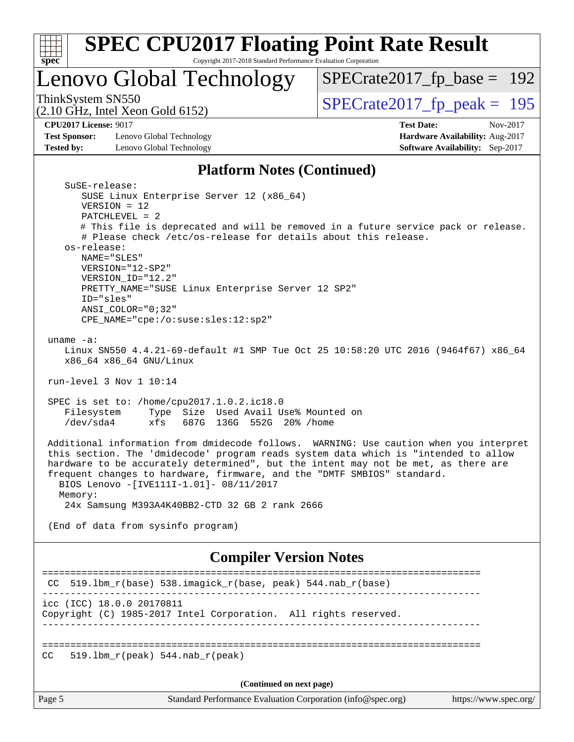# SPEC CPU2017 Floating Point Rate Result

Copyright 2017-2018 Standard Performance Evaluation Corporation

## Lenovo Global Technology

ThinkSystem SN550
(2.10 GHz, Intel Xeon Gold 6152)

SPECrate2017_fp_base = 192

SPECrate2017_fp_peak = 195

**CPU2017 License:** 9017
**Test Sponsor:** Lenovo Global Technology
**Tested by:** Lenovo Global Technology

**Test Date:** Nov-2017
**Hardware Availability:** Aug-2017
**Software Availability:** Sep-2017

### Platform Notes (Continued)

```
    SuSE-release:
       SUSE Linux Enterprise Server 12 (x86_64)
       VERSION = 12
       PATCHLEVEL = 2
       # This file is deprecated and will be removed in a future service pack or release.
       # Please check /etc/os-release for details about this release.
    os-release:
       NAME="SLES"
       VERSION="12-SP2"
       VERSION_ID="12.2"
       PRETTY_NAME="SUSE Linux Enterprise Server 12 SP2"
       ID="sles"
       ANSI_COLOR="0;32"
       CPE_NAME="cpe:/o:suse:sles:12:sp2"

 uname -a:
    Linux SN550 4.4.21-69-default #1 SMP Tue Oct 25 10:58:20 UTC 2016 (9464f67) x86_64
    x86_64 x86_64 GNU/Linux

 run-level 3 Nov 1 10:14

 SPEC is set to: /home/cpu2017.1.0.2.ic18.0
    Filesystem     Type  Size  Used Avail Use% Mounted on
    /dev/sda4      xfs   687G  136G  552G  20% /home

 Additional information from dmidecode follows.  WARNING: Use caution when you interpret
 this section. The 'dmidecode' program reads system data which is "intended to allow
 hardware to be accurately determined", but the intent may not be met, as there are
 frequent changes to hardware, firmware, and the "DMTF SMBIOS" standard.
   BIOS Lenovo -[IVE111I-1.01]- 08/11/2017
   Memory:
    24x Samsung M393A4K40BB2-CTD 32 GB 2 rank 2666

 (End of data from sysinfo program)
```

### Compiler Version Notes

```
==============================================================================
 CC  519.lbm_r(base) 538.imagick_r(base, peak) 544.nab_r(base)
------------------------------------------------------------------------------
icc (ICC) 18.0.0 20170811
Copyright (C) 1985-2017 Intel Corporation.  All rights reserved.
------------------------------------------------------------------------------

==============================================================================
CC   519.lbm_r(peak) 544.nab_r(peak)
```

(Continued on next page)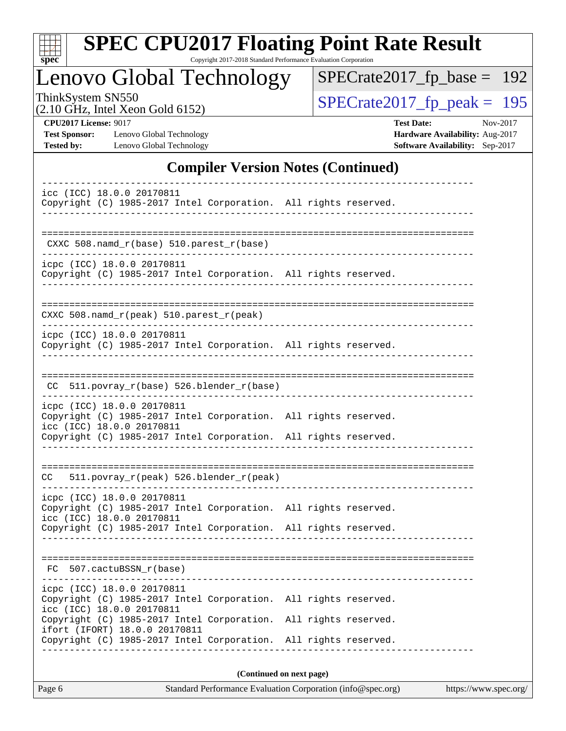# SPEC CPU2017 Floating Point Rate Result

Copyright 2017-2018 Standard Performance Evaluation Corporation

## Lenovo Global Technology

ThinkSystem SN550
(2.10 GHz, Intel Xeon Gold 6152)

SPECrate2017_fp_base = 192

SPECrate2017_fp_peak = 195

**CPU2017 License:** 9017
**Test Sponsor:** Lenovo Global Technology
**Tested by:** Lenovo Global Technology

**Test Date:** Nov-2017
**Hardware Availability:** Aug-2017
**Software Availability:** Sep-2017

## Compiler Version Notes (Continued)

```
------------------------------------------------------------------------------
icc (ICC) 18.0.0 20170811
Copyright (C) 1985-2017 Intel Corporation.  All rights reserved.
------------------------------------------------------------------------------

==============================================================================
 CXXC 508.namd_r(base) 510.parest_r(base)
------------------------------------------------------------------------------
icpc (ICC) 18.0.0 20170811
Copyright (C) 1985-2017 Intel Corporation.  All rights reserved.
------------------------------------------------------------------------------

==============================================================================
CXXC 508.namd_r(peak) 510.parest_r(peak)
------------------------------------------------------------------------------
icpc (ICC) 18.0.0 20170811
Copyright (C) 1985-2017 Intel Corporation.  All rights reserved.
------------------------------------------------------------------------------

==============================================================================
 CC  511.povray_r(base) 526.blender_r(base)
------------------------------------------------------------------------------
icpc (ICC) 18.0.0 20170811
Copyright (C) 1985-2017 Intel Corporation.  All rights reserved.
icc (ICC) 18.0.0 20170811
Copyright (C) 1985-2017 Intel Corporation.  All rights reserved.
------------------------------------------------------------------------------

==============================================================================
CC   511.povray_r(peak) 526.blender_r(peak)
------------------------------------------------------------------------------
icpc (ICC) 18.0.0 20170811
Copyright (C) 1985-2017 Intel Corporation.  All rights reserved.
icc (ICC) 18.0.0 20170811
Copyright (C) 1985-2017 Intel Corporation.  All rights reserved.
------------------------------------------------------------------------------

==============================================================================
 FC  507.cactuBSSN_r(base)
------------------------------------------------------------------------------
icpc (ICC) 18.0.0 20170811
Copyright (C) 1985-2017 Intel Corporation.  All rights reserved.
icc (ICC) 18.0.0 20170811
Copyright (C) 1985-2017 Intel Corporation.  All rights reserved.
ifort (IFORT) 18.0.0 20170811
Copyright (C) 1985-2017 Intel Corporation.  All rights reserved.
------------------------------------------------------------------------------
```

**(Continued on next page)**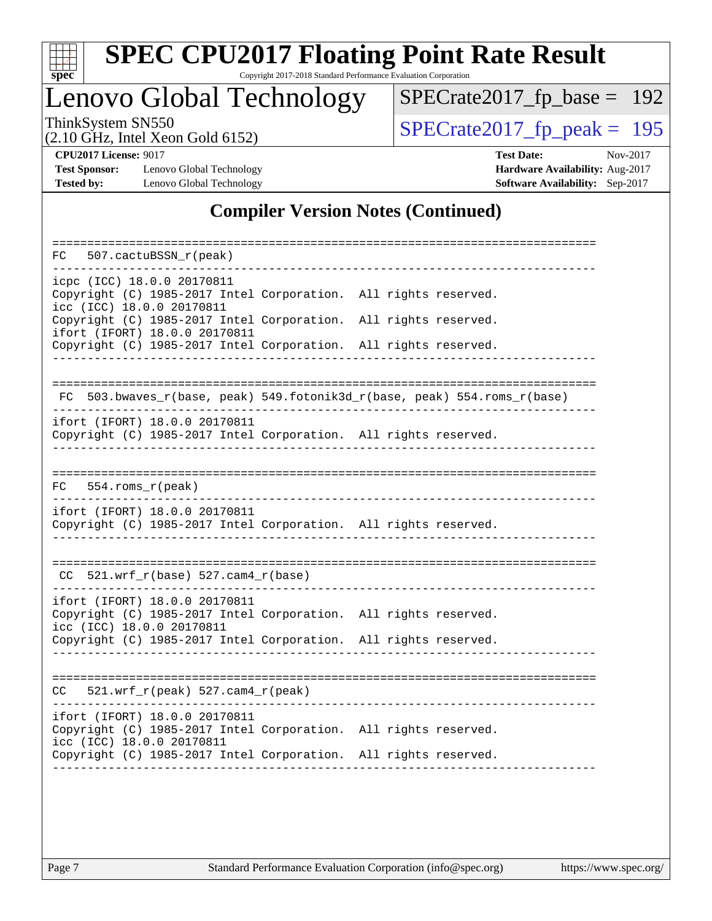# SPEC CPU2017 Floating Point Rate Result

Copyright 2017-2018 Standard Performance Evaluation Corporation

## Lenovo Global Technology

ThinkSystem SN550
(2.10 GHz, Intel Xeon Gold 6152)

SPECrate2017_fp_base = 192

SPECrate2017_fp_peak = 195

**CPU2017 License:** 9017
**Test Sponsor:** Lenovo Global Technology
**Tested by:** Lenovo Global Technology

**Test Date:** Nov-2017
**Hardware Availability:** Aug-2017
**Software Availability:** Sep-2017

## Compiler Version Notes (Continued)

```
==============================================================================
FC   507.cactuBSSN_r(peak)
------------------------------------------------------------------------------
icpc (ICC) 18.0.0 20170811
Copyright (C) 1985-2017 Intel Corporation.  All rights reserved.
icc (ICC) 18.0.0 20170811
Copyright (C) 1985-2017 Intel Corporation.  All rights reserved.
ifort (IFORT) 18.0.0 20170811
Copyright (C) 1985-2017 Intel Corporation.  All rights reserved.
------------------------------------------------------------------------------

==============================================================================
 FC  503.bwaves_r(base, peak) 549.fotonik3d_r(base, peak) 554.roms_r(base)
------------------------------------------------------------------------------
ifort (IFORT) 18.0.0 20170811
Copyright (C) 1985-2017 Intel Corporation.  All rights reserved.
------------------------------------------------------------------------------

==============================================================================
FC   554.roms_r(peak)
------------------------------------------------------------------------------
ifort (IFORT) 18.0.0 20170811
Copyright (C) 1985-2017 Intel Corporation.  All rights reserved.
------------------------------------------------------------------------------

==============================================================================
 CC  521.wrf_r(base) 527.cam4_r(base)
------------------------------------------------------------------------------
ifort (IFORT) 18.0.0 20170811
Copyright (C) 1985-2017 Intel Corporation.  All rights reserved.
icc (ICC) 18.0.0 20170811
Copyright (C) 1985-2017 Intel Corporation.  All rights reserved.
------------------------------------------------------------------------------

==============================================================================
CC   521.wrf_r(peak) 527.cam4_r(peak)
------------------------------------------------------------------------------
ifort (IFORT) 18.0.0 20170811
Copyright (C) 1985-2017 Intel Corporation.  All rights reserved.
icc (ICC) 18.0.0 20170811
Copyright (C) 1985-2017 Intel Corporation.  All rights reserved.
------------------------------------------------------------------------------
```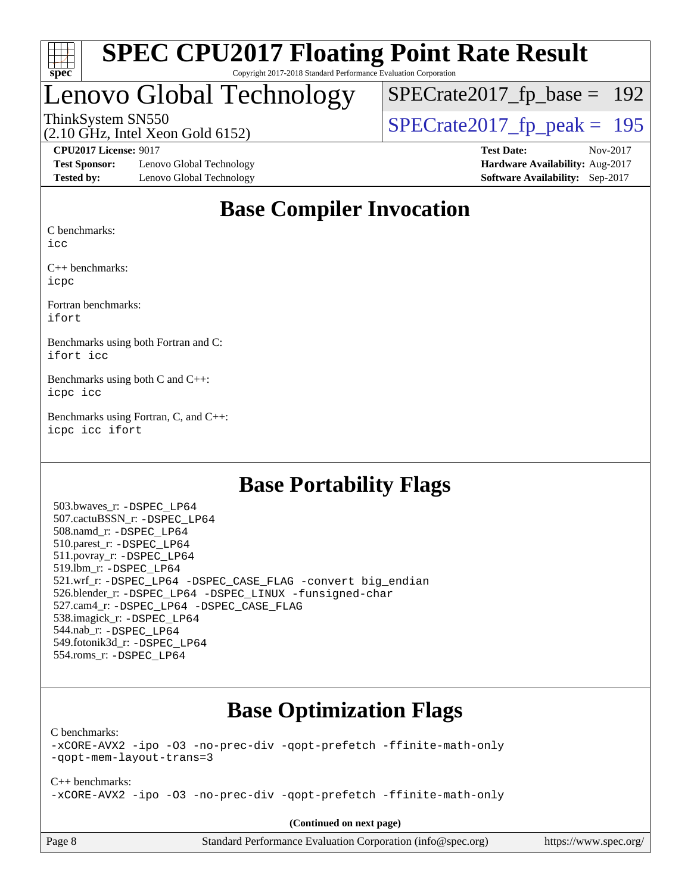# Lenovo Global Technology

ThinkSystem SN550
(2.10 GHz, Intel Xeon Gold 6152)

SPECrate2017_fp_base = 192

SPECrate2017_fp_peak = 195

**CPU2017 License:** 9017
**Test Sponsor:** Lenovo Global Technology
**Tested by:** Lenovo Global Technology

**Test Date:** Nov-2017
**Hardware Availability:** Aug-2017
**Software Availability:** Sep-2017

## Base Compiler Invocation

C benchmarks:
icc

C++ benchmarks:
icpc

Fortran benchmarks:
ifort

Benchmarks using both Fortran and C:
ifort icc

Benchmarks using both C and C++:
icpc icc

Benchmarks using Fortran, C, and C++:
icpc icc ifort

## Base Portability Flags

503.bwaves_r: -DSPEC_LP64
507.cactuBSSN_r: -DSPEC_LP64
508.namd_r: -DSPEC_LP64
510.parest_r: -DSPEC_LP64
511.povray_r: -DSPEC_LP64
519.lbm_r: -DSPEC_LP64
521.wrf_r: -DSPEC_LP64 -DSPEC_CASE_FLAG -convert big_endian
526.blender_r: -DSPEC_LP64 -DSPEC_LINUX -funsigned-char
527.cam4_r: -DSPEC_LP64 -DSPEC_CASE_FLAG
538.imagick_r: -DSPEC_LP64
544.nab_r: -DSPEC_LP64
549.fotonik3d_r: -DSPEC_LP64
554.roms_r: -DSPEC_LP64

## Base Optimization Flags

C benchmarks:
-xCORE-AVX2 -ipo -O3 -no-prec-div -qopt-prefetch -ffinite-math-only
-qopt-mem-layout-trans=3

C++ benchmarks:
-xCORE-AVX2 -ipo -O3 -no-prec-div -qopt-prefetch -ffinite-math-only

**(Continued on next page)**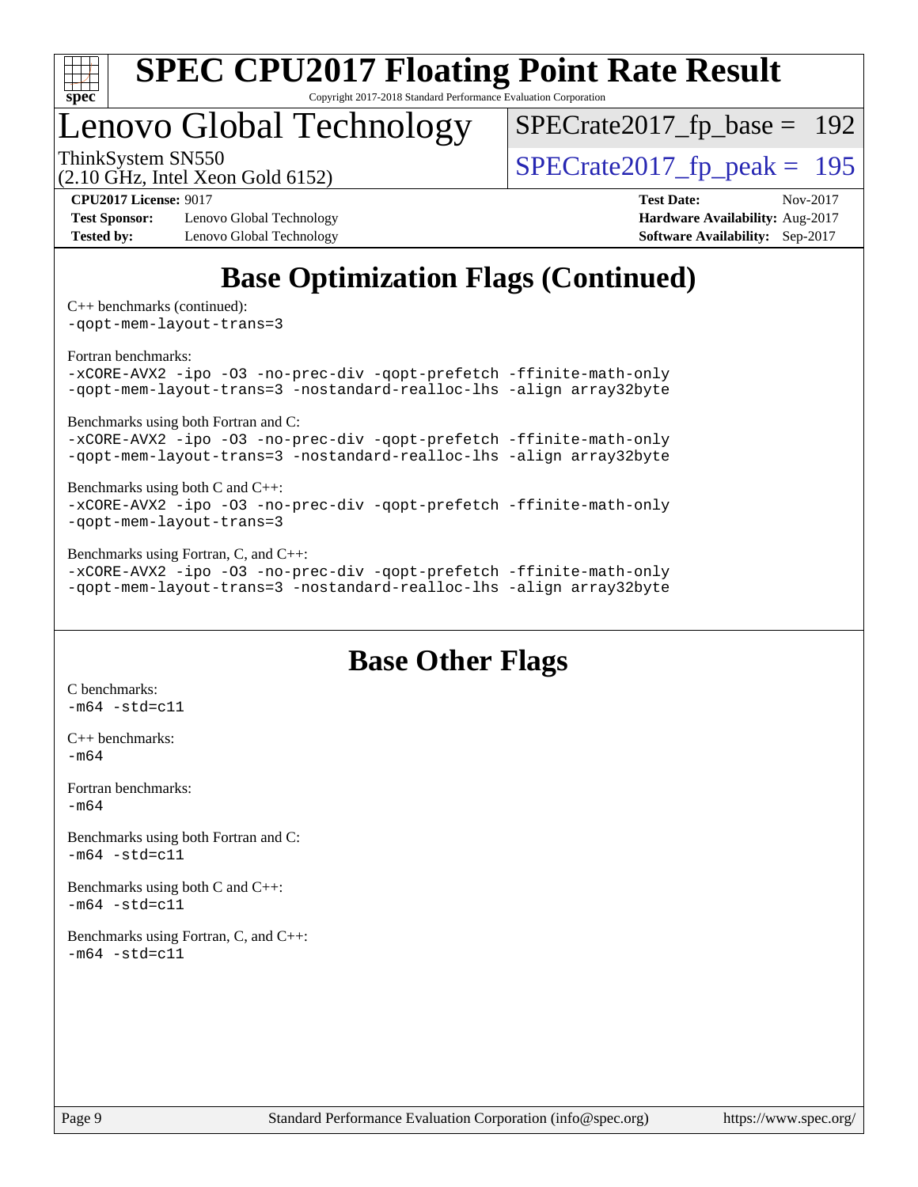# Base Optimization Flags (Continued)

C++ benchmarks (continued):
-qopt-mem-layout-trans=3

Fortran benchmarks:
-xCORE-AVX2 -ipo -O3 -no-prec-div -qopt-prefetch -ffinite-math-only
-qopt-mem-layout-trans=3 -nostandard-realloc-lhs -align array32byte

Benchmarks using both Fortran and C:
-xCORE-AVX2 -ipo -O3 -no-prec-div -qopt-prefetch -ffinite-math-only
-qopt-mem-layout-trans=3 -nostandard-realloc-lhs -align array32byte

Benchmarks using both C and C++:
-xCORE-AVX2 -ipo -O3 -no-prec-div -qopt-prefetch -ffinite-math-only
-qopt-mem-layout-trans=3

Benchmarks using Fortran, C, and C++:
-xCORE-AVX2 -ipo -O3 -no-prec-div -qopt-prefetch -ffinite-math-only
-qopt-mem-layout-trans=3 -nostandard-realloc-lhs -align array32byte

# Base Other Flags

C benchmarks:
-m64 -std=c11

C++ benchmarks:
-m64

Fortran benchmarks:
-m64

Benchmarks using both Fortran and C:
-m64 -std=c11

Benchmarks using both C and C++:
-m64 -std=c11

Benchmarks using Fortran, C, and C++:
-m64 -std=c11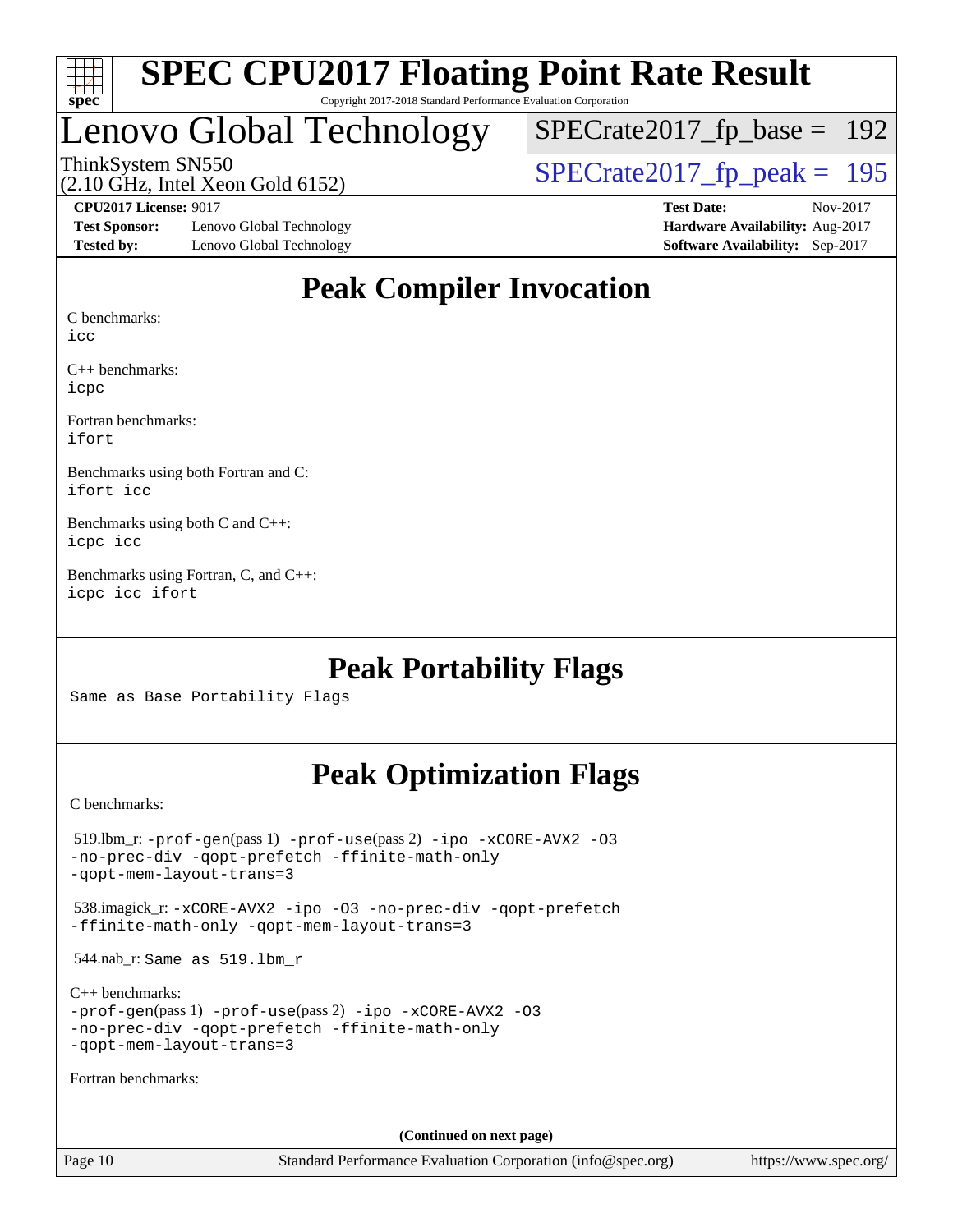# Peak Compiler Invocation

C benchmarks:
icc

C++ benchmarks:
icpc

Fortran benchmarks:
ifort

Benchmarks using both Fortran and C:
ifort icc

Benchmarks using both C and C++:
icpc icc

Benchmarks using Fortran, C, and C++:
icpc icc ifort

# Peak Portability Flags

Same as Base Portability Flags

# Peak Optimization Flags

C benchmarks:

519.lbm_r: -prof-gen(pass 1) -prof-use(pass 2) -ipo -xCORE-AVX2 -O3 -no-prec-div -qopt-prefetch -ffinite-math-only -qopt-mem-layout-trans=3

538.imagick_r: -xCORE-AVX2 -ipo -O3 -no-prec-div -qopt-prefetch -ffinite-math-only -qopt-mem-layout-trans=3

544.nab_r: Same as 519.lbm_r

C++ benchmarks:
-prof-gen(pass 1) -prof-use(pass 2) -ipo -xCORE-AVX2 -O3 -no-prec-div -qopt-prefetch -ffinite-math-only -qopt-mem-layout-trans=3

Fortran benchmarks:

**(Continued on next page)**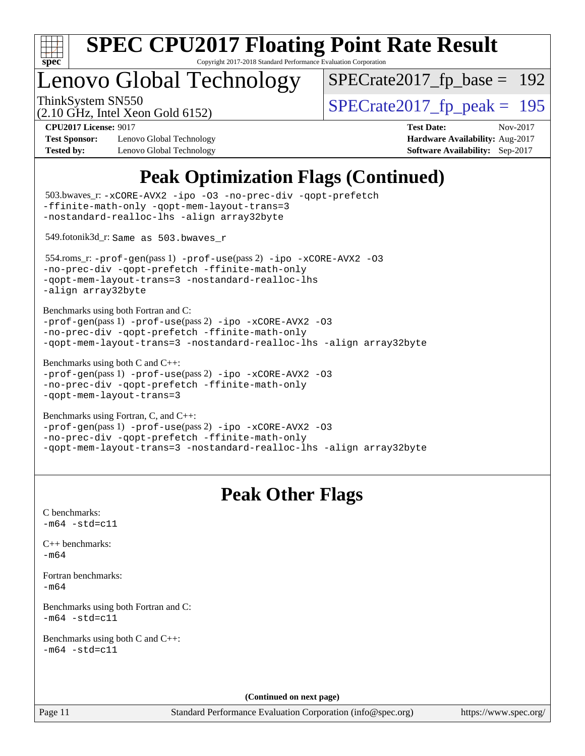# Peak Optimization Flags (Continued)

503.bwaves_r: -xCORE-AVX2 -ipo -O3 -no-prec-div -qopt-prefetch -ffinite-math-only -qopt-mem-layout-trans=3 -nostandard-realloc-lhs -align array32byte

549.fotonik3d_r: Same as 503.bwaves_r

554.roms_r: -prof-gen(pass 1) -prof-use(pass 2) -ipo -xCORE-AVX2 -O3 -no-prec-div -qopt-prefetch -ffinite-math-only -qopt-mem-layout-trans=3 -nostandard-realloc-lhs -align array32byte

Benchmarks using both Fortran and C:
-prof-gen(pass 1) -prof-use(pass 2) -ipo -xCORE-AVX2 -O3 -no-prec-div -qopt-prefetch -ffinite-math-only -qopt-mem-layout-trans=3 -nostandard-realloc-lhs -align array32byte

Benchmarks using both C and C++:
-prof-gen(pass 1) -prof-use(pass 2) -ipo -xCORE-AVX2 -O3 -no-prec-div -qopt-prefetch -ffinite-math-only -qopt-mem-layout-trans=3

Benchmarks using Fortran, C, and C++:
-prof-gen(pass 1) -prof-use(pass 2) -ipo -xCORE-AVX2 -O3 -no-prec-div -qopt-prefetch -ffinite-math-only -qopt-mem-layout-trans=3 -nostandard-realloc-lhs -align array32byte

# Peak Other Flags

C benchmarks:
-m64 -std=c11

C++ benchmarks:
-m64

Fortran benchmarks:
-m64

Benchmarks using both Fortran and C:
-m64 -std=c11

Benchmarks using both C and C++:
-m64 -std=c11

(Continued on next page)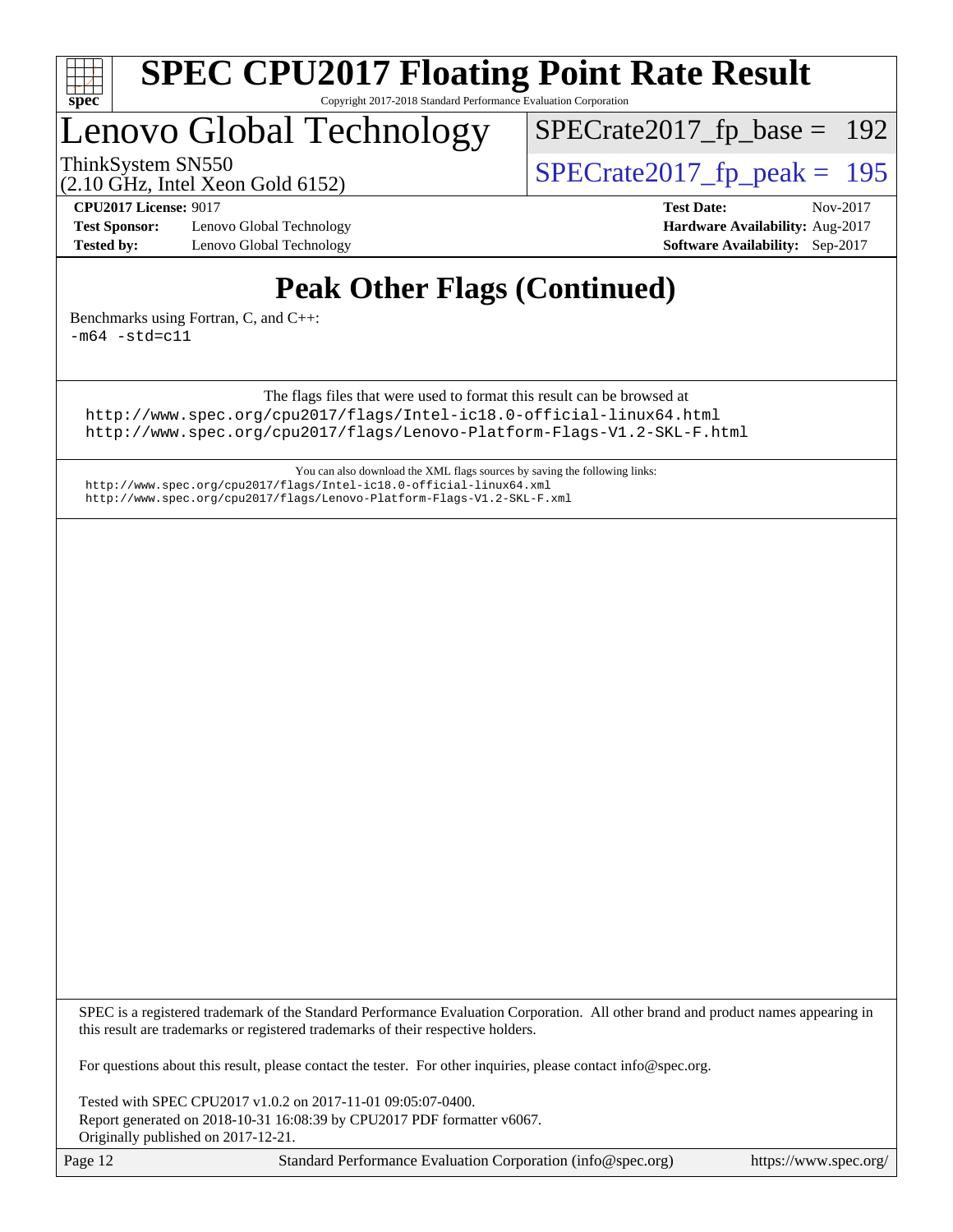# Peak Other Flags (Continued)

Benchmarks using Fortran, C, and C++:
-m64 -std=c11

The flags files that were used to format this result can be browsed at
http://www.spec.org/cpu2017/flags/Intel-ic18.0-official-linux64.html
http://www.spec.org/cpu2017/flags/Lenovo-Platform-Flags-V1.2-SKL-F.html

You can also download the XML flags sources by saving the following links:
http://www.spec.org/cpu2017/flags/Intel-ic18.0-official-linux64.xml
http://www.spec.org/cpu2017/flags/Lenovo-Platform-Flags-V1.2-SKL-F.xml

SPEC is a registered trademark of the Standard Performance Evaluation Corporation. All other brand and product names appearing in this result are trademarks or registered trademarks of their respective holders.

For questions about this result, please contact the tester. For other inquiries, please contact info@spec.org.

Tested with SPEC CPU2017 v1.0.2 on 2017-11-01 09:05:07-0400.
Report generated on 2018-10-31 16:08:39 by CPU2017 PDF formatter v6067.
Originally published on 2017-12-21.